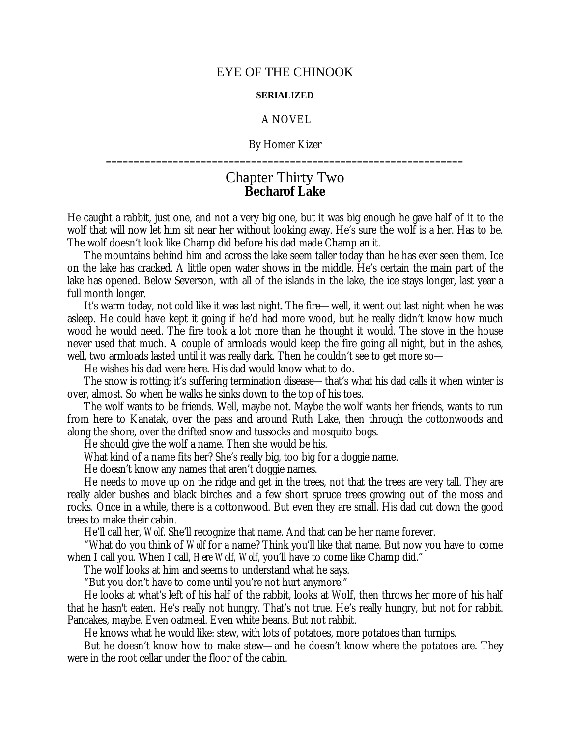EYE OF THE CHINOOK

**SERIALIZED**

A NOVEL

By Homer Kizer

---

# Chapter Thirty Two
## Becharof Lake

He caught a rabbit, just one, and not a very big one, but it was big enough he gave half of it to the wolf that will now let him sit near her without looking away. He's sure the wolf is a her. Has to be. The wolf doesn't look like Champ did before his dad made Champ an *it*.

The mountains behind him and across the lake seem taller today than he has ever seen them. Ice on the lake has cracked. A little open water shows in the middle. He's certain the main part of the lake has opened. Below Severson, with all of the islands in the lake, the ice stays longer, last year a full month longer.

It's warm today, not cold like it was last night. The fire—well, it went out last night when he was asleep. He could have kept it going if he'd had more wood, but he really didn't know how much wood he would need. The fire took a lot more than he thought it would. The stove in the house never used that much. A couple of armloads would keep the fire going all night, but in the ashes, well, two armloads lasted until it was really dark. Then he couldn't see to get more so—

He wishes his dad were here. His dad would know what to do.

The snow is rotting; it's suffering termination disease—that's what his dad calls it when winter is over, almost. So when he walks he sinks down to the top of his toes.

The wolf wants to be friends. Well, maybe not. Maybe the wolf wants her friends, wants to run from here to Kanatak, over the pass and around Ruth Lake, then through the cottonwoods and along the shore, over the drifted snow and tussocks and mosquito bogs.

He should give the wolf a name. Then she would be his.

What kind of a name fits her? She's really big, too big for a doggie name.

He doesn't know any names that aren't doggie names.

He needs to move up on the ridge and get in the trees, not that the trees are very tall. They are really alder bushes and black birches and a few short spruce trees growing out of the moss and rocks. Once in a while, there is a cottonwood. But even they are small. His dad cut down the good trees to make their cabin.

He'll call her, *Wolf*. She'll recognize that name. And that can be her name forever.

"What do you think of *Wolf* for a name? Think you'll like that name. But now you have to come when I call you. When I call, *Here Wolf, Wolf*, you'll have to come like Champ did."

The wolf looks at him and seems to understand what he says.

"But you don't have to come until you're not hurt anymore."

He looks at what's left of his half of the rabbit, looks at Wolf, then throws her more of his half that he hasn't eaten. He's really not hungry. That's not true. He's really hungry, but not for rabbit. Pancakes, maybe. Even oatmeal. Even white beans. But not rabbit.

He knows what he would like: stew, with lots of potatoes, more potatoes than turnips.

But he doesn't know how to make stew—and he doesn't know where the potatoes are. They were in the root cellar under the floor of the cabin.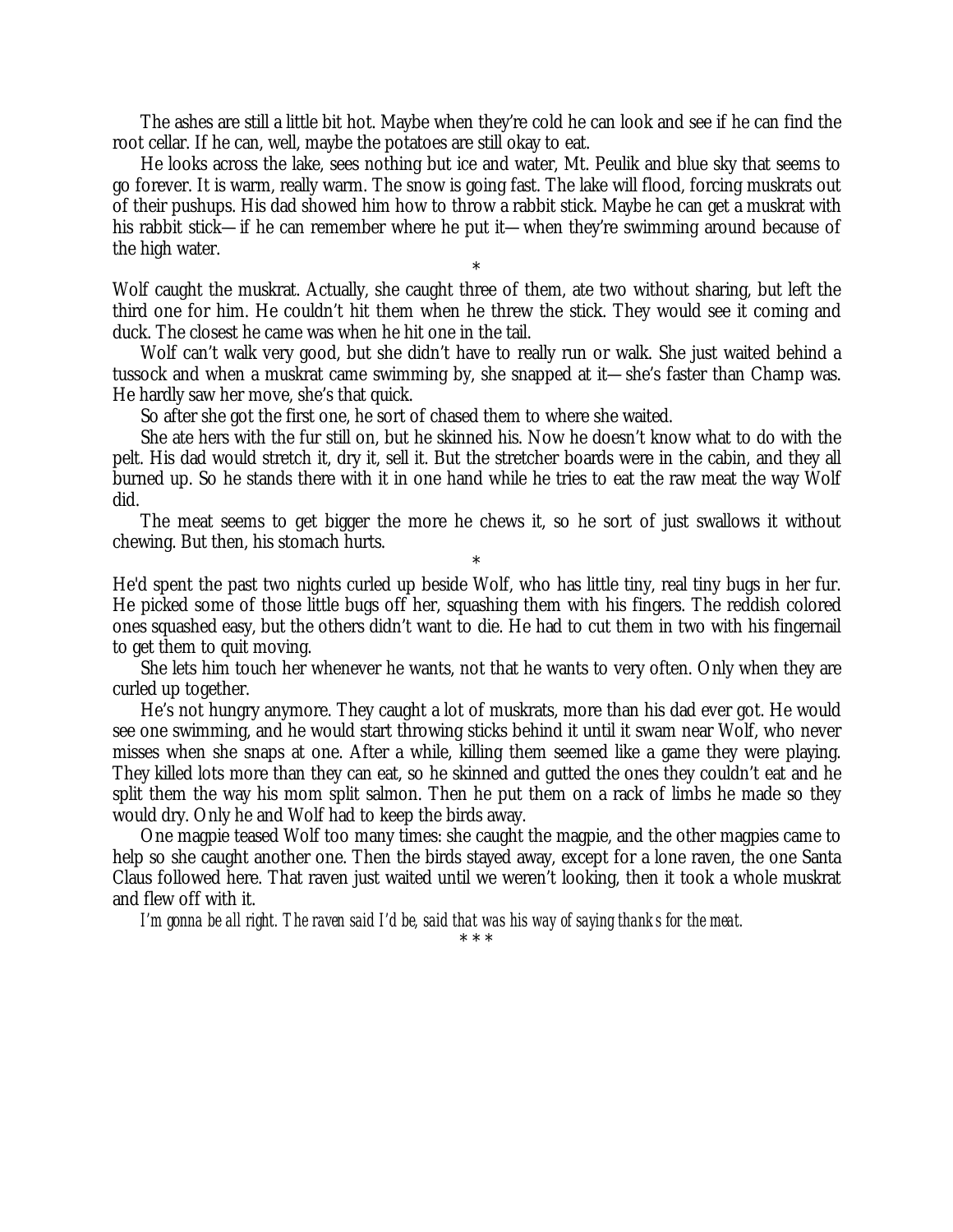The ashes are still a little bit hot. Maybe when they're cold he can look and see if he can find the root cellar. If he can, well, maybe the potatoes are still okay to eat.

He looks across the lake, sees nothing but ice and water, Mt. Peulik and blue sky that seems to go forever. It is warm, really warm. The snow is going fast. The lake will flood, forcing muskrats out of their pushups. His dad showed him how to throw a rabbit stick. Maybe he can get a muskrat with his rabbit stick—if he can remember where he put it—when they're swimming around because of the high water.

*

Wolf caught the muskrat. Actually, she caught three of them, ate two without sharing, but left the third one for him. He couldn't hit them when he threw the stick. They would see it coming and duck. The closest he came was when he hit one in the tail.

Wolf can't walk very good, but she didn't have to really run or walk. She just waited behind a tussock and when a muskrat came swimming by, she snapped at it—she's faster than Champ was. He hardly saw her move, she's that quick.

So after she got the first one, he sort of chased them to where she waited.

She ate hers with the fur still on, but he skinned his. Now he doesn't know what to do with the pelt. His dad would stretch it, dry it, sell it. But the stretcher boards were in the cabin, and they all burned up. So he stands there with it in one hand while he tries to eat the raw meat the way Wolf did.

The meat seems to get bigger the more he chews it, so he sort of just swallows it without chewing. But then, his stomach hurts.

*

He'd spent the past two nights curled up beside Wolf, who has little tiny, real tiny bugs in her fur. He picked some of those little bugs off her, squashing them with his fingers. The reddish colored ones squashed easy, but the others didn't want to die. He had to cut them in two with his fingernail to get them to quit moving.

She lets him touch her whenever he wants, not that he wants to very often. Only when they are curled up together.

He's not hungry anymore. They caught a lot of muskrats, more than his dad ever got. He would see one swimming, and he would start throwing sticks behind it until it swam near Wolf, who never misses when she snaps at one. After a while, killing them seemed like a game they were playing. They killed lots more than they can eat, so he skinned and gutted the ones they couldn't eat and he split them the way his mom split salmon. Then he put them on a rack of limbs he made so they would dry. Only he and Wolf had to keep the birds away.

One magpie teased Wolf too many times: she caught the magpie, and the other magpies came to help so she caught another one. Then the birds stayed away, except for a lone raven, the one Santa Claus followed here. That raven just waited until we weren't looking, then it took a whole muskrat and flew off with it.

*I'm gonna be all right. The raven said I'd be, said that was his way of saying thanks for the meat.*

* * *